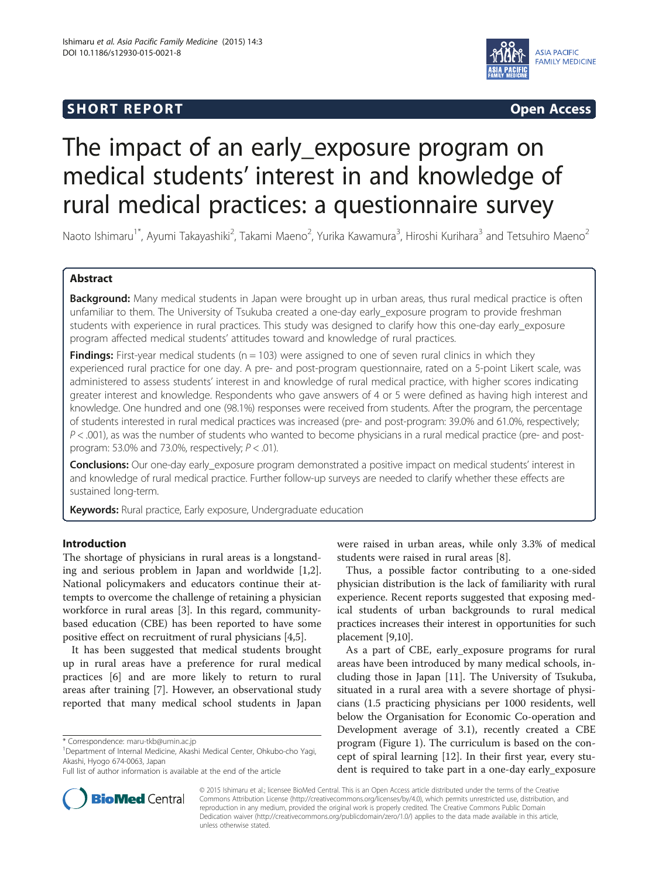**SHORT REPORT** **Open Access**

# The impact of an early_exposure program on medical students' interest in and knowledge of rural medical practices: a questionnaire survey

Naoto Ishimaru[1*], Ayumi Takayashiki[2], Takami Maeno[2], Yurika Kawamura[3], Hiroshi Kurihara[3] and Tetsuhiro Maeno[2]

## Abstract

**Background:** Many medical students in Japan were brought up in urban areas, thus rural medical practice is often unfamiliar to them. The University of Tsukuba created a one-day early_exposure program to provide freshman students with experience in rural practices. This study was designed to clarify how this one-day early_exposure program affected medical students' attitudes toward and knowledge of rural practices.

**Findings:** First-year medical students (n = 103) were assigned to one of seven rural clinics in which they experienced rural practice for one day. A pre- and post-program questionnaire, rated on a 5-point Likert scale, was administered to assess students' interest in and knowledge of rural medical practice, with higher scores indicating greater interest and knowledge. Respondents who gave answers of 4 or 5 were defined as having high interest and knowledge. One hundred and one (98.1%) responses were received from students. After the program, the percentage of students interested in rural medical practices was increased (pre- and post-program: 39.0% and 61.0%, respectively; $P < .001$), as was the number of students who wanted to become physicians in a rural medical practice (pre- and post-program: 53.0% and 73.0%, respectively; $P < .01$).

**Conclusions:** Our one-day early_exposure program demonstrated a positive impact on medical students' interest in and knowledge of rural medical practice. Further follow-up surveys are needed to clarify whether these effects are sustained long-term.

**Keywords:** Rural practice, Early exposure, Undergraduate education

## Introduction

The shortage of physicians in rural areas is a longstanding and serious problem in Japan and worldwide [1,2]. National policymakers and educators continue their attempts to overcome the challenge of retaining a physician workforce in rural areas [3]. In this regard, community-based education (CBE) has been reported to have some positive effect on recruitment of rural physicians [4,5].

It has been suggested that medical students brought up in rural areas have a preference for rural medical practices [6] and are more likely to return to rural areas after training [7]. However, an observational study reported that many medical school students in Japan were raised in urban areas, while only 3.3% of medical students were raised in rural areas [8].

Thus, a possible factor contributing to a one-sided physician distribution is the lack of familiarity with rural experience. Recent reports suggested that exposing medical students of urban backgrounds to rural medical practices increases their interest in opportunities for such placement [9,10].

As a part of CBE, early_exposure programs for rural areas have been introduced by many medical schools, including those in Japan [11]. The University of Tsukuba, situated in a rural area with a severe shortage of physicians (1.5 practicing physicians per 1000 residents, well below the Organisation for Economic Co-operation and Development average of 3.1), recently created a CBE program (Figure 1). The curriculum is based on the concept of spiral learning [12]. In their first year, every student is required to take part in a one-day early_exposure

\* Correspondence: maru-tkb@umin.ac.jp
[1]Department of Internal Medicine, Akashi Medical Center, Ohkubo-cho Yagi, Akashi, Hyogo 674-0063, Japan
Full list of author information is available at the end of the article

© 2015 Ishimaru et al.; licensee BioMed Central. This is an Open Access article distributed under the terms of the Creative Commons Attribution License (http://creativecommons.org/licenses/by/4.0), which permits unrestricted use, distribution, and reproduction in any medium, provided the original work is properly credited. The Creative Commons Public Domain Dedication waiver (http://creativecommons.org/publicdomain/zero/1.0/) applies to the data made available in this article, unless otherwise stated.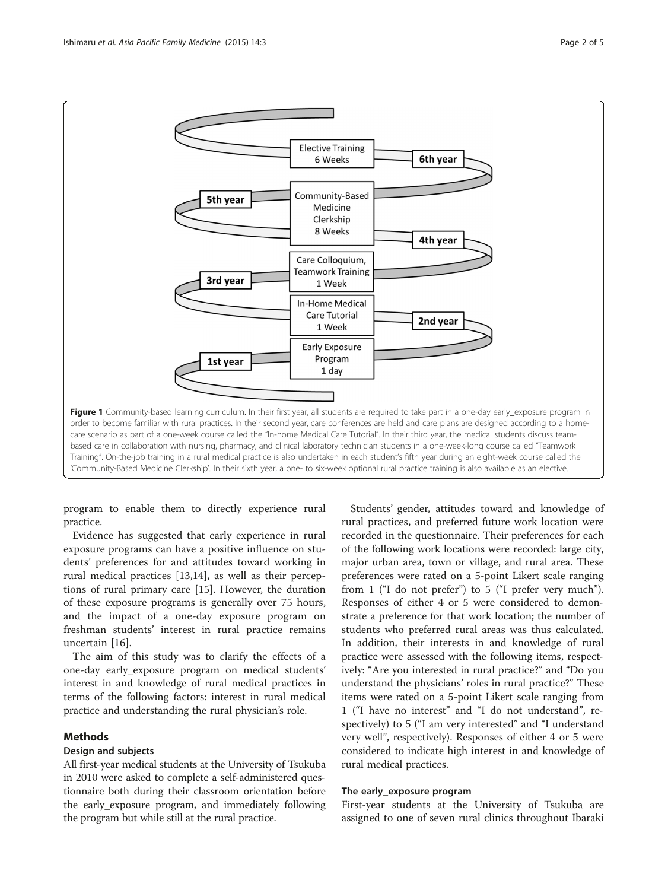Elective Training 6 Weeks

6th year

5th year

Community-Based Medicine Clerkship 8 Weeks

4th year

Care Colloquium, Teamwork Training 1 Week

3rd year

In-Home Medical Care Tutorial 1 Week

2nd year

Early Exposure Program 1 day

1st year

**Figure 1** Community-based learning curriculum. In their first year, all students are required to take part in a one-day early_exposure program in order to become familiar with rural practices. In their second year, care conferences are held and care plans are designed according to a home-care scenario as part of a one-week course called the "In-home Medical Care Tutorial". In their third year, the medical students discuss team-based care in collaboration with nursing, pharmacy, and clinical laboratory technician students in a one-week-long course called "Teamwork Training". On-the-job training in a rural medical practice is also undertaken in each student's fifth year during an eight-week course called the 'Community-Based Medicine Clerkship'. In their sixth year, a one- to six-week optional rural practice training is also available as an elective.

program to enable them to directly experience rural practice.

Evidence has suggested that early experience in rural exposure programs can have a positive influence on students' preferences for and attitudes toward working in rural medical practices [13,14], as well as their perceptions of rural primary care [15]. However, the duration of these exposure programs is generally over 75 hours, and the impact of a one-day exposure program on freshman students' interest in rural practice remains uncertain [16].

The aim of this study was to clarify the effects of a one-day early_exposure program on medical students' interest in and knowledge of rural medical practices in terms of the following factors: interest in rural medical practice and understanding the rural physician's role.

## Methods

### Design and subjects

All first-year medical students at the University of Tsukuba in 2010 were asked to complete a self-administered questionnaire both during their classroom orientation before the early_exposure program, and immediately following the program but while still at the rural practice.

Students' gender, attitudes toward and knowledge of rural practices, and preferred future work location were recorded in the questionnaire. Their preferences for each of the following work locations were recorded: large city, major urban area, town or village, and rural area. These preferences were rated on a 5-point Likert scale ranging from 1 ("I do not prefer") to 5 ("I prefer very much"). Responses of either 4 or 5 were considered to demonstrate a preference for that work location; the number of students who preferred rural areas was thus calculated. In addition, their interests in and knowledge of rural practice were assessed with the following items, respectively: "Are you interested in rural practice?" and "Do you understand the physicians' roles in rural practice?" These items were rated on a 5-point Likert scale ranging from 1 ("I have no interest" and "I do not understand", respectively) to 5 ("I am very interested" and "I understand very well", respectively). Responses of either 4 or 5 were considered to indicate high interest in and knowledge of rural medical practices.

### The early_exposure program

First-year students at the University of Tsukuba are assigned to one of seven rural clinics throughout Ibaraki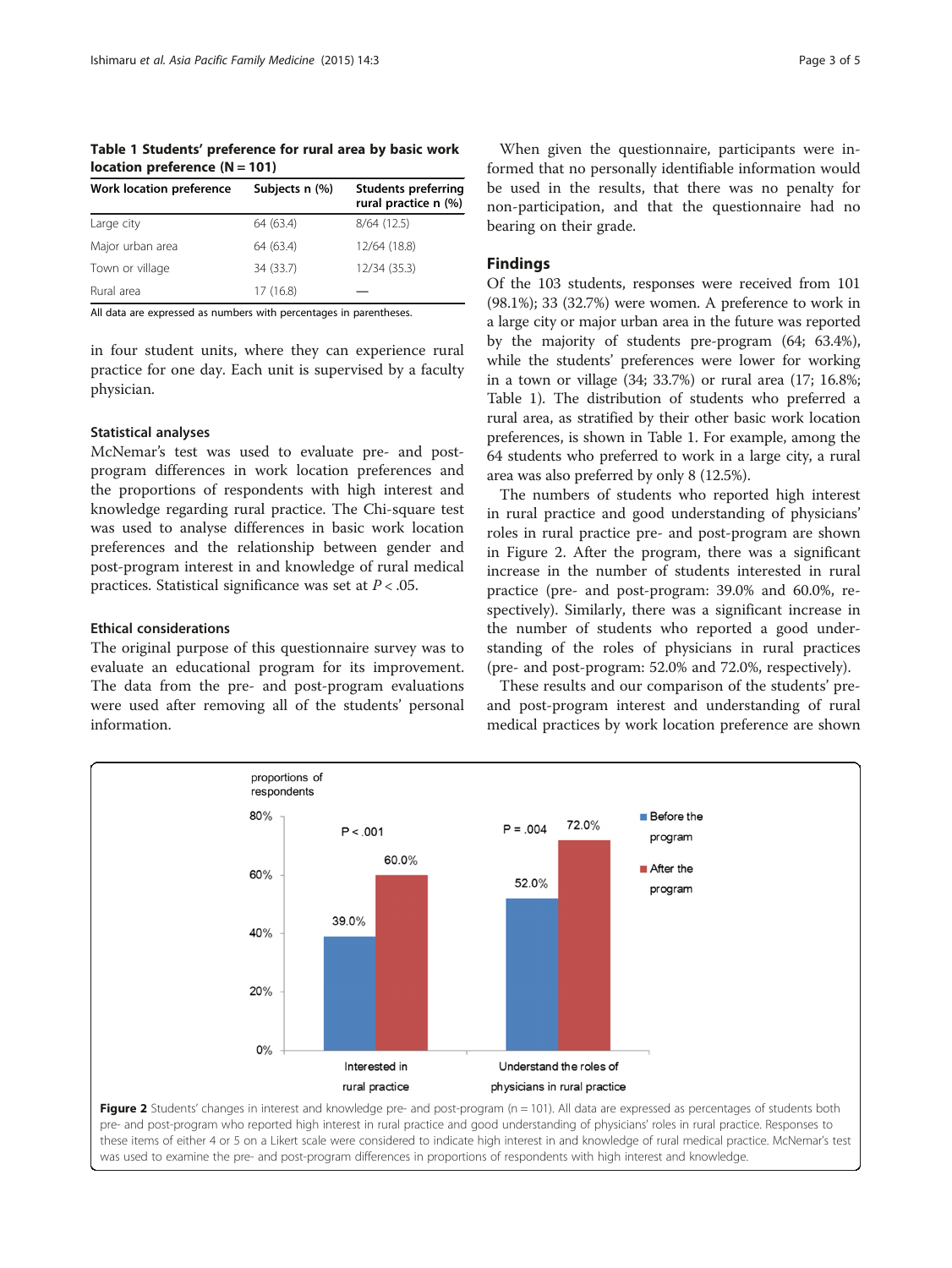**Table 1 Students' preference for rural area by basic work location preference (N = 101)**

| Work location preference | Subjects n (%) | Students preferring rural practice n (%) |
|---|---|---|
| Large city | 64 (63.4) | 8/64 (12.5) |
| Major urban area | 64 (63.4) | 12/64 (18.8) |
| Town or village | 34 (33.7) | 12/34 (35.3) |
| Rural area | 17 (16.8) | — |

All data are expressed as numbers with percentages in parentheses.

in four student units, where they can experience rural practice for one day. Each unit is supervised by a faculty physician.

### Statistical analyses

McNemar's test was used to evaluate pre- and post-program differences in work location preferences and the proportions of respondents with high interest and knowledge regarding rural practice. The Chi-square test was used to analyse differences in basic work location preferences and the relationship between gender and post-program interest in and knowledge of rural medical practices. Statistical significance was set at $P < .05$.

### Ethical considerations

The original purpose of this questionnaire survey was to evaluate an educational program for its improvement. The data from the pre- and post-program evaluations were used after removing all of the students' personal information.

When given the questionnaire, participants were informed that no personally identifiable information would be used in the results, that there was no penalty for non-participation, and that the questionnaire had no bearing on their grade.

## Findings

Of the 103 students, responses were received from 101 (98.1%); 33 (32.7%) were women. A preference to work in a large city or major urban area in the future was reported by the majority of students pre-program (64; 63.4%), while the students' preferences were lower for working in a town or village (34; 33.7%) or rural area (17; 16.8%; Table 1). The distribution of students who preferred a rural area, as stratified by their other basic work location preferences, is shown in Table 1. For example, among the 64 students who preferred to work in a large city, a rural area was also preferred by only 8 (12.5%).

The numbers of students who reported high interest in rural practice and good understanding of physicians' roles in rural practice pre- and post-program are shown in Figure 2. After the program, there was a significant increase in the number of students interested in rural practice (pre- and post-program: 39.0% and 60.0%, respectively). Similarly, there was a significant increase in the number of students who reported a good understanding of the roles of physicians in rural practices (pre- and post-program: 52.0% and 72.0%, respectively).

These results and our comparison of the students' pre- and post-program interest and understanding of rural medical practices by work location preference are shown

| proportions of respondents | Before the program | After the program | P |
|---|---|---|---|
| Interested in rural practice | 39.0% | 60.0% | P < .001 |
| Understand the roles of physicians in rural practice | 52.0% | 72.0% | P = .004 |

**Figure 2** Students' changes in interest and knowledge pre- and post-program (n = 101). All data are expressed as percentages of students both pre- and post-program who reported high interest in rural practice and good understanding of physicians' roles in rural practice. Responses to these items of either 4 or 5 on a Likert scale were considered to indicate high interest in and knowledge of rural medical practice. McNemar's test was used to examine the pre- and post-program differences in proportions of respondents with high interest and knowledge.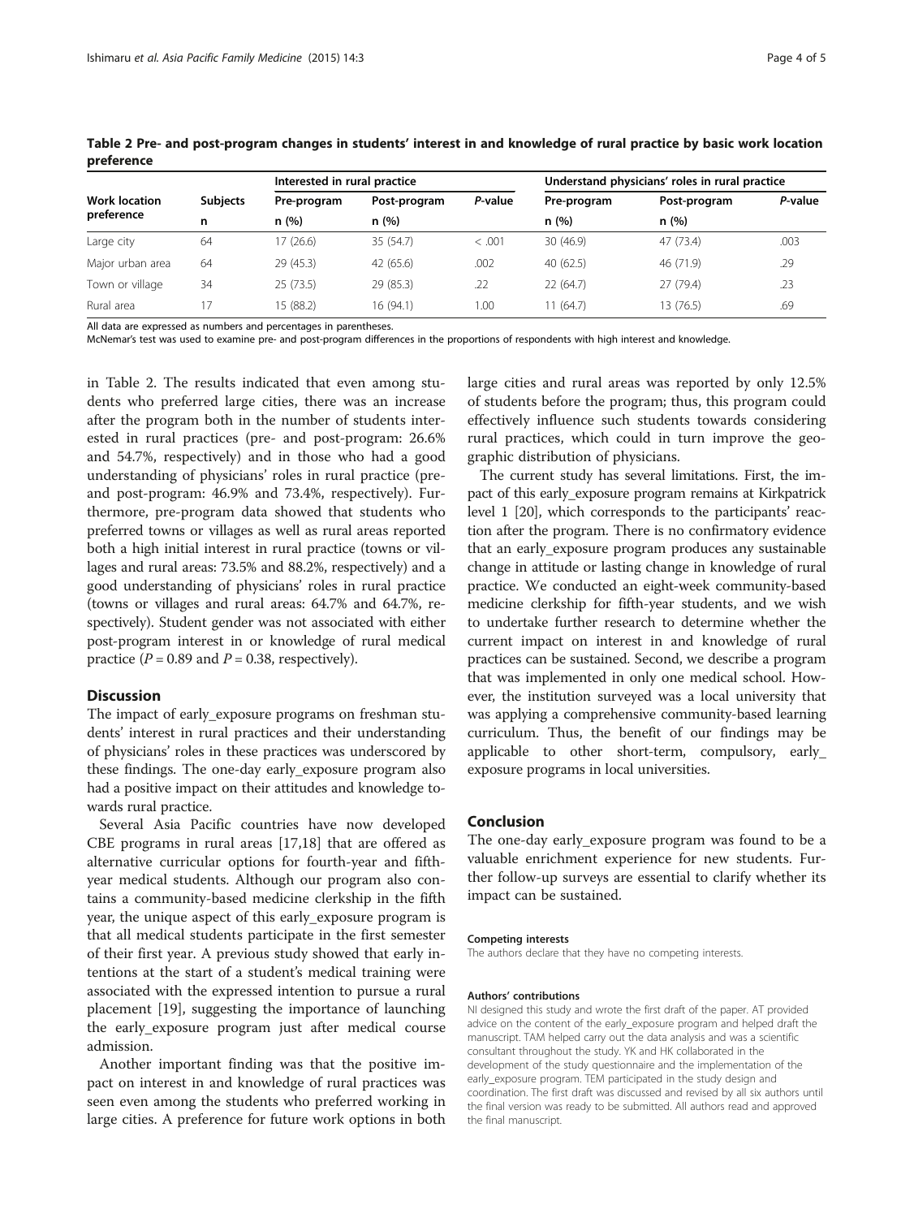**Table 2 Pre- and post-program changes in students' interest in and knowledge of rural practice by basic work location preference**

| Work location preference | Subjects | Interested in rural practice | | | Understand physicians' roles in rural practice | | |
|---|---|---|---|---|---|---|---|
| | n | Pre-program n (%) | Post-program n (%) | *P*-value | Pre-program n (%) | Post-program n (%) | *P*-value |
| Large city | 64 | 17 (26.6) | 35 (54.7) | < .001 | 30 (46.9) | 47 (73.4) | .003 |
| Major urban area | 64 | 29 (45.3) | 42 (65.6) | .002 | 40 (62.5) | 46 (71.9) | .29 |
| Town or village | 34 | 25 (73.5) | 29 (85.3) | .22 | 22 (64.7) | 27 (79.4) | .23 |
| Rural area | 17 | 15 (88.2) | 16 (94.1) | 1.00 | 11 (64.7) | 13 (76.5) | .69 |

All data are expressed as numbers and percentages in parentheses.
McNemar's test was used to examine pre- and post-program differences in the proportions of respondents with high interest and knowledge.

in Table 2. The results indicated that even among students who preferred large cities, there was an increase after the program both in the number of students interested in rural practices (pre- and post-program: 26.6% and 54.7%, respectively) and in those who had a good understanding of physicians' roles in rural practice (pre- and post-program: 46.9% and 73.4%, respectively). Furthermore, pre-program data showed that students who preferred towns or villages as well as rural areas reported both a high initial interest in rural practice (towns or villages and rural areas: 73.5% and 88.2%, respectively) and a good understanding of physicians' roles in rural practice (towns or villages and rural areas: 64.7% and 64.7%, respectively). Student gender was not associated with either post-program interest in or knowledge of rural medical practice ($P = 0.89$ and $P = 0.38$, respectively).

## Discussion

The impact of early_exposure programs on freshman students' interest in rural practices and their understanding of physicians' roles in these practices was underscored by these findings. The one-day early_exposure program also had a positive impact on their attitudes and knowledge towards rural practice.

Several Asia Pacific countries have now developed CBE programs in rural areas [17,18] that are offered as alternative curricular options for fourth-year and fifth-year medical students. Although our program also contains a community-based medicine clerkship in the fifth year, the unique aspect of this early_exposure program is that all medical students participate in the first semester of their first year. A previous study showed that early intentions at the start of a student's medical training were associated with the expressed intention to pursue a rural placement [19], suggesting the importance of launching the early_exposure program just after medical course admission.

Another important finding was that the positive impact on interest in and knowledge of rural practices was seen even among the students who preferred working in large cities. A preference for future work options in both large cities and rural areas was reported by only 12.5% of students before the program; thus, this program could effectively influence such students towards considering rural practices, which could in turn improve the geographic distribution of physicians.

The current study has several limitations. First, the impact of this early_exposure program remains at Kirkpatrick level 1 [20], which corresponds to the participants' reaction after the program. There is no confirmatory evidence that an early_exposure program produces any sustainable change in attitude or lasting change in knowledge of rural practice. We conducted an eight-week community-based medicine clerkship for fifth-year students, and we wish to undertake further research to determine whether the current impact on interest in and knowledge of rural practices can be sustained. Second, we describe a program that was implemented in only one medical school. However, the institution surveyed was a local university that was applying a comprehensive community-based learning curriculum. Thus, the benefit of our findings may be applicable to other short-term, compulsory, early_exposure programs in local universities.

## Conclusion

The one-day early_exposure program was found to be a valuable enrichment experience for new students. Further follow-up surveys are essential to clarify whether its impact can be sustained.

#### Competing interests

The authors declare that they have no competing interests.

#### Authors' contributions

NI designed this study and wrote the first draft of the paper. AT provided advice on the content of the early_exposure program and helped draft the manuscript. TAM helped carry out the data analysis and was a scientific consultant throughout the study. YK and HK collaborated in the development of the study questionnaire and the implementation of the early_exposure program. TEM participated in the study design and coordination. The first draft was discussed and revised by all six authors until the final version was ready to be submitted. All authors read and approved the final manuscript.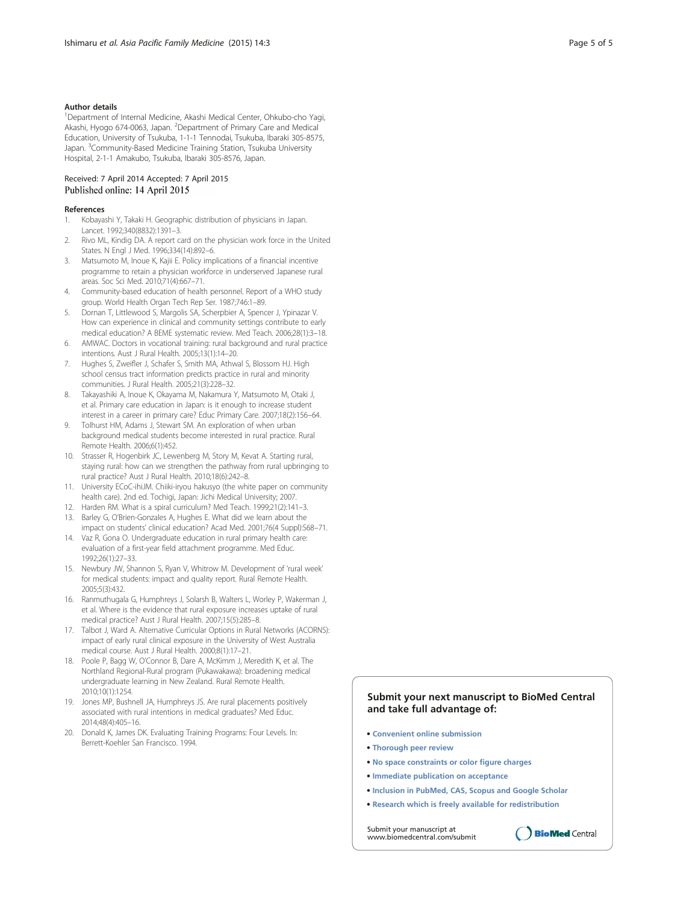#### Author details

[1]Department of Internal Medicine, Akashi Medical Center, Ohkubo-cho Yagi, Akashi, Hyogo 674-0063, Japan. [2]Department of Primary Care and Medical Education, University of Tsukuba, 1-1-1 Tennodai, Tsukuba, Ibaraki 305-8575, Japan. [3]Community-Based Medicine Training Station, Tsukuba University Hospital, 2-1-1 Amakubo, Tsukuba, Ibaraki 305-8576, Japan.

Received: 7 April 2014 Accepted: 7 April 2015
Published online: 14 April 2015

#### References

1. Kobayashi Y, Takaki H. Geographic distribution of physicians in Japan. Lancet. 1992;340(8832):1391–3.
2. Rivo ML, Kindig DA. A report card on the physician work force in the United States. N Engl J Med. 1996;334(14):892–6.
3. Matsumoto M, Inoue K, Kajii E. Policy implications of a financial incentive programme to retain a physician workforce in underserved Japanese rural areas. Soc Sci Med. 2010;71(4):667–71.
4. Community-based education of health personnel. Report of a WHO study group. World Health Organ Tech Rep Ser. 1987;746:1–89.
5. Dornan T, Littlewood S, Margolis SA, Scherpbier A, Spencer J, Ypinazar V. How can experience in clinical and community settings contribute to early medical education? A BEME systematic review. Med Teach. 2006;28(1):3–18.
6. AMWAC. Doctors in vocational training: rural background and rural practice intentions. Aust J Rural Health. 2005;13(1):14–20.
7. Hughes S, Zweifler J, Schafer S, Smith MA, Athwal S, Blossom HJ. High school census tract information predicts practice in rural and minority communities. J Rural Health. 2005;21(3):228–32.
8. Takayashiki A, Inoue K, Okayama M, Nakamura Y, Matsumoto M, Otaki J, et al. Primary care education in Japan: is it enough to increase student interest in a career in primary care? Educ Primary Care. 2007;18(2):156–64.
9. Tolhurst HM, Adams J, Stewart SM. An exploration of when urban background medical students become interested in rural practice. Rural Remote Health. 2006;6(1):452.
10. Strasser R, Hogenbirk JC, Lewenberg M, Story M, Kevat A. Starting rural, staying rural: how can we strengthen the pathway from rural upbringing to rural practice? Aust J Rural Health. 2010;18(6):242–8.
11. University ECoC-ihiJM. Chiiki-iryou hakusyo (the white paper on community health care). 2nd ed. Tochigi, Japan: Jichi Medical University; 2007.
12. Harden RM. What is a spiral curriculum? Med Teach. 1999;21(2):141–3.
13. Barley G, O'Brien-Gonzales A, Hughes E. What did we learn about the impact on students' clinical education? Acad Med. 2001;76(4 Suppl):S68–71.
14. Vaz R, Gona O. Undergraduate education in rural primary health care: evaluation of a first-year field attachment programme. Med Educ. 1992;26(1):27–33.
15. Newbury JW, Shannon S, Ryan V, Whitrow M. Development of 'rural week' for medical students: impact and quality report. Rural Remote Health. 2005;5(3):432.
16. Ranmuthugala G, Humphreys J, Solarsh B, Walters L, Worley P, Wakerman J, et al. Where is the evidence that rural exposure increases uptake of rural medical practice? Aust J Rural Health. 2007;15(5):285–8.
17. Talbot J, Ward A. Alternative Curricular Options in Rural Networks (ACORNS): impact of early rural clinical exposure in the University of West Australia medical course. Aust J Rural Health. 2000;8(1):17–21.
18. Poole P, Bagg W, O'Connor B, Dare A, McKimm J, Meredith K, et al. The Northland Regional-Rural program (Pukawakawa): broadening medical undergraduate learning in New Zealand. Rural Remote Health. 2010;10(1):1254.
19. Jones MP, Bushnell JA, Humphreys JS. Are rural placements positively associated with rural intentions in medical graduates? Med Educ. 2014;48(4):405–16.
20. Donald K, James DK. Evaluating Training Programs: Four Levels. In: Berrett-Koehler San Francisco. 1994.

**Submit your next manuscript to BioMed Central and take full advantage of:**

- Convenient online submission
- Thorough peer review
- No space constraints or color figure charges
- Immediate publication on acceptance
- Inclusion in PubMed, CAS, Scopus and Google Scholar
- Research which is freely available for redistribution

Submit your manuscript at www.biomedcentral.com/submit

BioMed Central